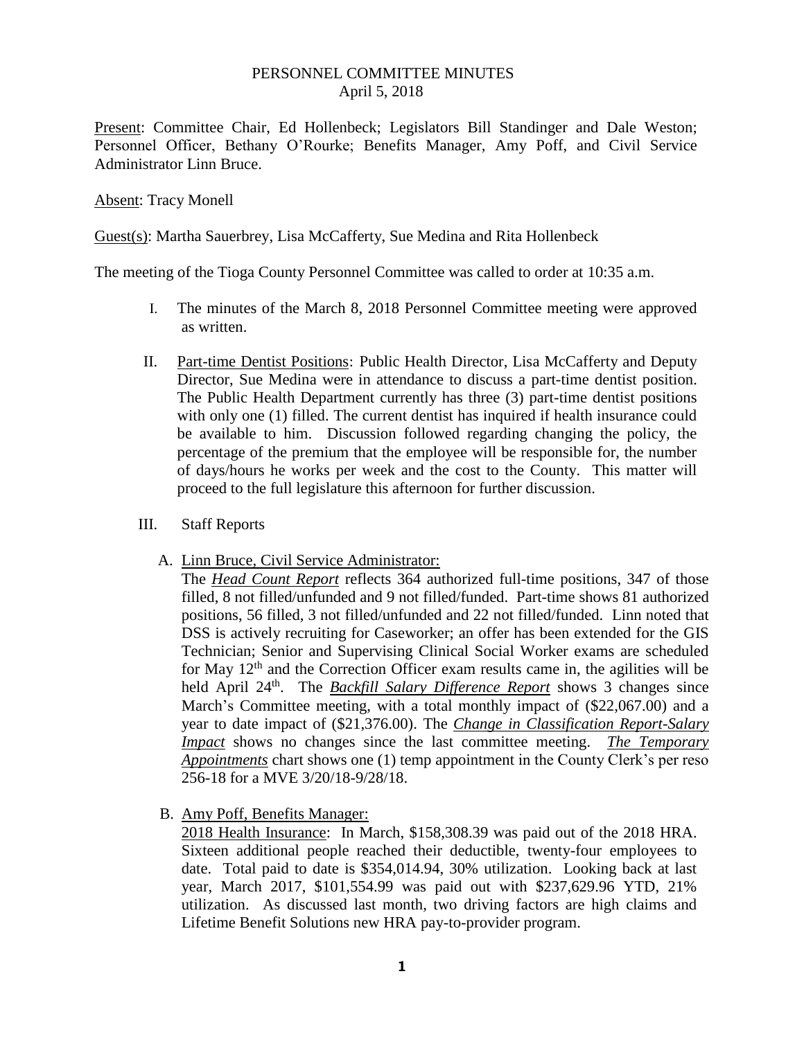# PERSONNEL COMMITTEE MINUTES

April 5, 2018

<u>Present</u>: Committee Chair, Ed Hollenbeck; Legislators Bill Standinger and Dale Weston; Personnel Officer, Bethany O'Rourke; Benefits Manager, Amy Poff, and Civil Service Administrator Linn Bruce.

<u>Absent</u>: Tracy Monell

<u>Guest(s)</u>: Martha Sauerbrey, Lisa McCafferty, Sue Medina and Rita Hollenbeck

The meeting of the Tioga County Personnel Committee was called to order at 10:35 a.m.

I. The minutes of the March 8, 2018 Personnel Committee meeting were approved as written.

II. <u>Part-time Dentist Positions</u>: Public Health Director, Lisa McCafferty and Deputy Director, Sue Medina were in attendance to discuss a part-time dentist position. The Public Health Department currently has three (3) part-time dentist positions with only one (1) filled. The current dentist has inquired if health insurance could be available to him. Discussion followed regarding changing the policy, the percentage of the premium that the employee will be responsible for, the number of days/hours he works per week and the cost to the County. This matter will proceed to the full legislature this afternoon for further discussion.

III. Staff Reports

A. <u>Linn Bruce, Civil Service Administrator:</u>

The ***<u>Head Count Report</u>*** reflects 364 authorized full-time positions, 347 of those filled, 8 not filled/unfunded and 9 not filled/funded. Part-time shows 81 authorized positions, 56 filled, 3 not filled/unfunded and 22 not filled/funded. Linn noted that DSS is actively recruiting for Caseworker; an offer has been extended for the GIS Technician; Senior and Supervising Clinical Social Worker exams are scheduled for May 12th and the Correction Officer exam results came in, the agilities will be held April 24th. The ***<u>Backfill Salary Difference Report</u>*** shows 3 changes since March's Committee meeting, with a total monthly impact of ($22,067.00) and a year to date impact of ($21,376.00). The ***<u>Change in Classification Report-Salary Impact</u>*** shows no changes since the last committee meeting. ***<u>The Temporary Appointments</u>*** chart shows one (1) temp appointment in the County Clerk's per reso 256-18 for a MVE 3/20/18-9/28/18.

B. <u>Amy Poff, Benefits Manager:</u>

<u>2018 Health Insurance</u>: In March, $158,308.39 was paid out of the 2018 HRA. Sixteen additional people reached their deductible, twenty-four employees to date. Total paid to date is $354,014.94, 30% utilization. Looking back at last year, March 2017, $101,554.99 was paid out with $237,629.96 YTD, 21% utilization. As discussed last month, two driving factors are high claims and Lifetime Benefit Solutions new HRA pay-to-provider program.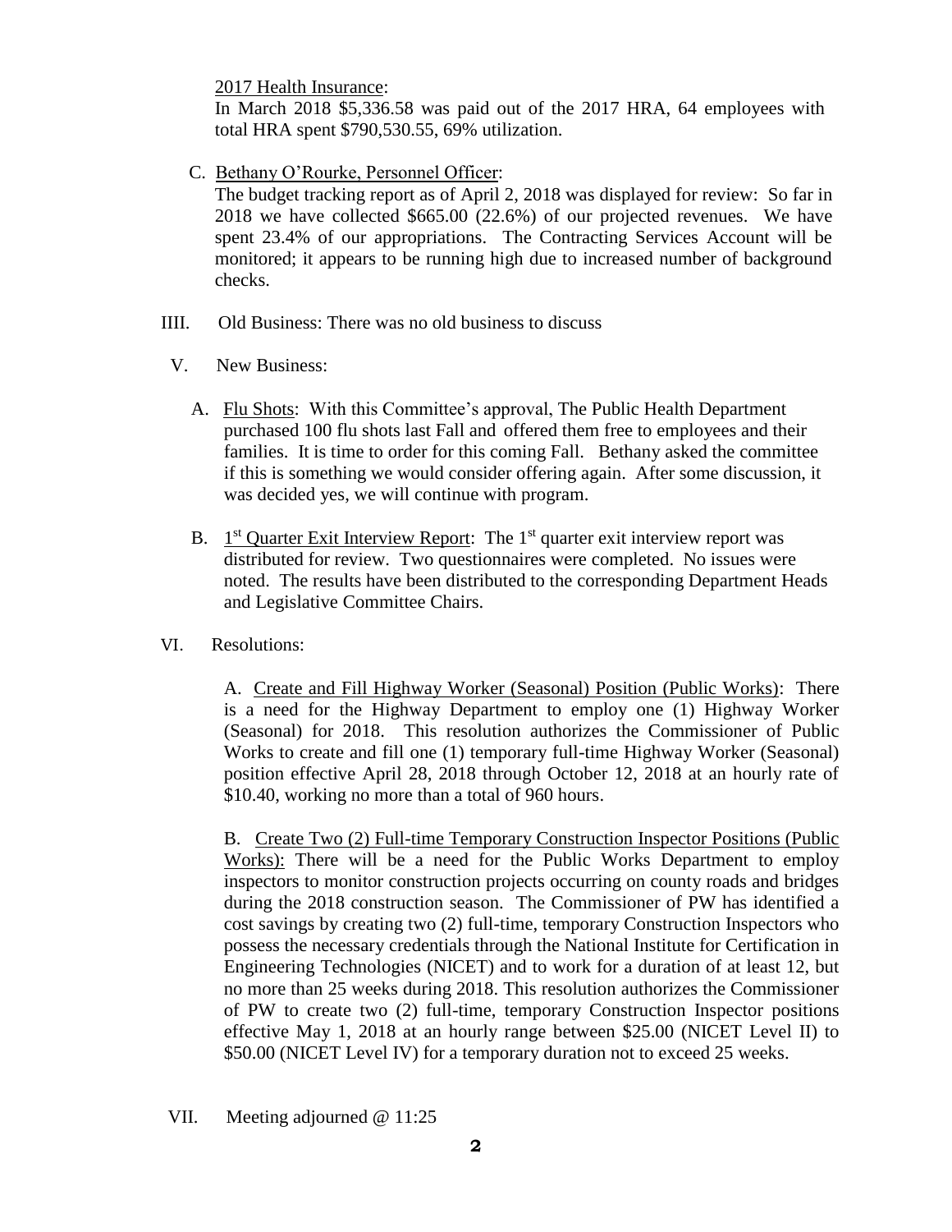2017 Health Insurance:

In March 2018 $5,336.58 was paid out of the 2017 HRA, 64 employees with total HRA spent $790,530.55, 69% utilization.

C. Bethany O'Rourke, Personnel Officer:

The budget tracking report as of April 2, 2018 was displayed for review: So far in 2018 we have collected $665.00 (22.6%) of our projected revenues. We have spent 23.4% of our appropriations. The Contracting Services Account will be monitored; it appears to be running high due to increased number of background checks.

IIII. Old Business: There was no old business to discuss

V. New Business:

A. Flu Shots: With this Committee's approval, The Public Health Department purchased 100 flu shots last Fall and offered them free to employees and their families. It is time to order for this coming Fall. Bethany asked the committee if this is something we would consider offering again. After some discussion, it was decided yes, we will continue with program.

B. 1st Quarter Exit Interview Report: The 1st quarter exit interview report was distributed for review. Two questionnaires were completed. No issues were noted. The results have been distributed to the corresponding Department Heads and Legislative Committee Chairs.

VI. Resolutions:

A. Create and Fill Highway Worker (Seasonal) Position (Public Works): There is a need for the Highway Department to employ one (1) Highway Worker (Seasonal) for 2018. This resolution authorizes the Commissioner of Public Works to create and fill one (1) temporary full-time Highway Worker (Seasonal) position effective April 28, 2018 through October 12, 2018 at an hourly rate of $10.40, working no more than a total of 960 hours.

B. Create Two (2) Full-time Temporary Construction Inspector Positions (Public Works): There will be a need for the Public Works Department to employ inspectors to monitor construction projects occurring on county roads and bridges during the 2018 construction season. The Commissioner of PW has identified a cost savings by creating two (2) full-time, temporary Construction Inspectors who possess the necessary credentials through the National Institute for Certification in Engineering Technologies (NICET) and to work for a duration of at least 12, but no more than 25 weeks during 2018. This resolution authorizes the Commissioner of PW to create two (2) full-time, temporary Construction Inspector positions effective May 1, 2018 at an hourly range between $25.00 (NICET Level II) to $50.00 (NICET Level IV) for a temporary duration not to exceed 25 weeks.

VII. Meeting adjourned @ 11:25